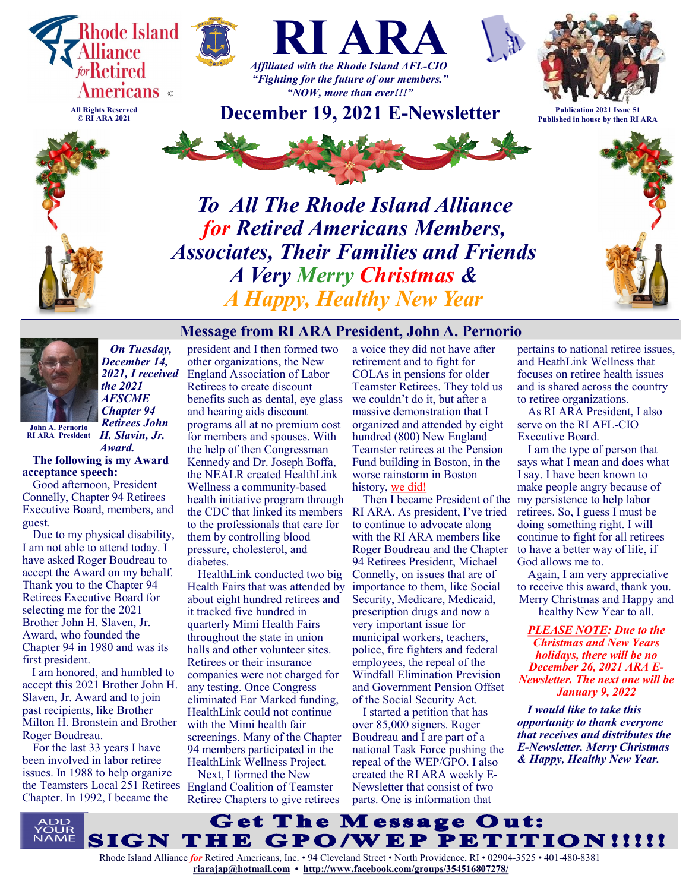Rhode Island Alliance *for* Retired Americans ©

All Rights Reserved
© RI ARA 2021

# RI ARA

***Affiliated with the Rhode Island AFL-CIO***
***"Fighting for the future of our members."***
***"NOW, more than ever!!!"***

## December 19, 2021 E-Newsletter

Publication 2021 Issue 51
Published in house by then RI ARA

***To All The Rhode Island Alliance for Retired Americans Members, Associates, Their Families and Friends***
***A Very Merry Christmas &***
***A Happy, Healthy New Year***

## Message from RI ARA President, John A. Pernorio

John A. Pernorio
RI ARA President

***On Tuesday, December 14, 2021, I received the 2021 AFSCME Chapter 94 Retirees John H. Slavin, Jr. Award.***

**The following is my Award acceptance speech:**

Good afternoon, President Connelly, Chapter 94 Retirees Executive Board, members, and guest.

Due to my physical disability, I am not able to attend today. I have asked Roger Boudreau to accept the Award on my behalf. Thank you to the Chapter 94 Retirees Executive Board for selecting me for the 2021 Brother John H. Slaven, Jr. Award, who founded the Chapter 94 in 1980 and was its first president.

I am honored, and humbled to accept this 2021 Brother John H. Slaven, Jr. Award and to join past recipients, like Brother Milton H. Bronstein and Brother Roger Boudreau.

For the last 33 years I have been involved in labor retiree issues. In 1988 to help organize the Teamsters Local 251 Retirees Chapter. In 1992, I became the president and I then formed two other organizations, the New England Association of Labor Retirees to create discount benefits such as dental, eye glass and hearing aids discount programs all at no premium cost for members and spouses. With the help of then Congressman Kennedy and Dr. Joseph Boffa, the NEALR created HealthLink Wellness a community-based health initiative program through the CDC that linked its members to the professionals that care for them by controlling blood pressure, cholesterol, and diabetes.

HealthLink conducted two big Health Fairs that was attended by about eight hundred retirees and it tracked five hundred in quarterly Mimi Health Fairs throughout the state in union halls and other volunteer sites. Retirees or their insurance companies were not charged for any testing. Once Congress eliminated Ear Marked funding, HealthLink could not continue with the Mimi health fair screenings. Many of the Chapter 94 members participated in the HealthLink Wellness Project.

Next, I formed the New England Coalition of Teamster Retiree Chapters to give retirees a voice they did not have after retirement and to fight for COLAs in pensions for older Teamster Retirees. They told us we couldn't do it, but after a massive demonstration that I organized and attended by eight hundred (800) New England Teamster retirees at the Pension Fund building in Boston, in the worse rainstorm in Boston history, we did!

Then I became President of the RI ARA. As president, I've tried to continue to advocate along with the RI ARA members like Roger Boudreau and the Chapter 94 Retirees President, Michael Connelly, on issues that are of importance to them, like Social Security, Medicare, Medicaid, prescription drugs and now a very important issue for municipal workers, teachers, police, fire fighters and federal employees, the repeal of the Windfall Elimination Prevision and Government Pension Offset of the Social Security Act.

I started a petition that has over 85,000 signers. Roger Boudreau and I are part of a national Task Force pushing the repeal of the WEP/GPO. I also created the RI ARA weekly E-Newsletter that consist of two parts. One is information that pertains to national retiree issues, and HeathLink Wellness that focuses on retiree health issues and is shared across the country to retiree organizations.

As RI ARA President, I also serve on the RI AFL-CIO Executive Board.

I am the type of person that says what I mean and does what I say. I have been known to make people angry because of my persistence to help labor retirees. So, I guess I must be doing something right. I will continue to fight for all retirees to have a better way of life, if God allows me to.

Again, I am very appreciative to receive this award, thank you. Merry Christmas and Happy and healthy New Year to all.

***PLEASE NOTE: Due to the Christmas and New Years holidays, there will be no December 26, 2021 ARA E-Newsletter. The next one will be January 9, 2022***

***I would like to take this opportunity to thank everyone that receives and distributes the E-Newsletter. Merry Christmas & Happy, Healthy New Year.***

ADD YOUR NAME

**Get The Message Out:**
**SIGN THE GPO/WEP PETITION!!!!!**

Rhode Island Alliance *for* Retired Americans, Inc. • 94 Cleveland Street • North Providence, RI • 02904-3525 • 401-480-8381
**riarajap@hotmail.com • http://www.facebook.com/groups/354516807278/**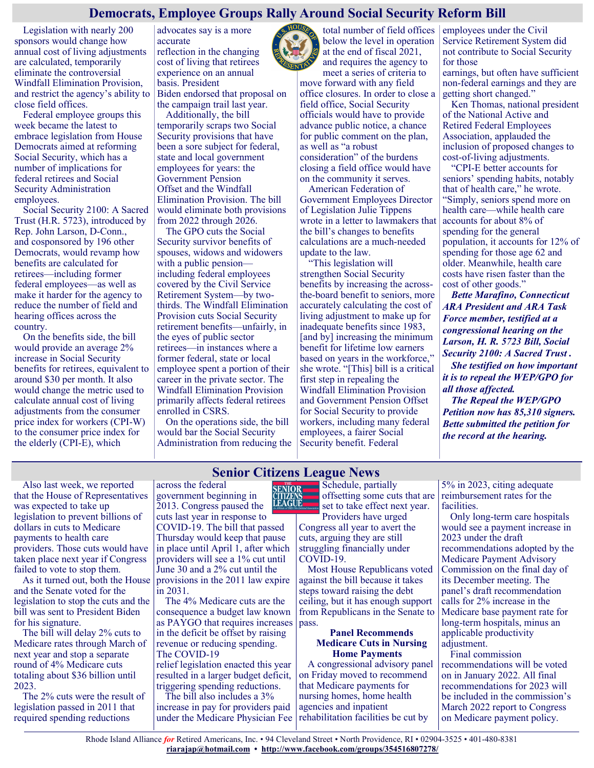## Democrats, Employee Groups Rally Around Social Security Reform Bill

Legislation with nearly 200 sponsors would change how annual cost of living adjustments are calculated, temporarily eliminate the controversial Windfall Elimination Provision, and restrict the agency's ability to close field offices.

Federal employee groups this week became the latest to embrace legislation from House Democrats aimed at reforming Social Security, which has a number of implications for federal retirees and Social Security Administration employees.

Social Security 2100: A Sacred Trust (H.R. 5723), introduced by Rep. John Larson, D-Conn., and cosponsored by 196 other Democrats, would revamp how benefits are calculated for retirees—including former federal employees—as well as make it harder for the agency to reduce the number of field and hearing offices across the country.

On the benefits side, the bill would provide an average 2% increase in Social Security benefits for retirees, equivalent to around $30 per month. It also would change the metric used to calculate annual cost of living adjustments from the consumer price index for workers (CPI-W) to the consumer price index for the elderly (CPI-E), which advocates say is a more accurate reflection in the changing cost of living that retirees experience on an annual basis. President Biden endorsed that proposal on the campaign trail last year.

Additionally, the bill temporarily scraps two Social Security provisions that have been a sore subject for federal, state and local government employees for years: the Government Pension Offset and the Windfall Elimination Provision. The bill would eliminate both provisions from 2022 through 2026.

The GPO cuts the Social Security survivor benefits of spouses, widows and widowers with a public pension—including federal employees covered by the Civil Service Retirement System—by two-thirds. The Windfall Elimination Provision cuts Social Security retirement benefits—unfairly, in the eyes of public sector retirees—in instances where a former federal, state or local employee spent a portion of their career in the private sector. The Windfall Elimination Provision primarily affects federal retirees enrolled in CSRS.

On the operations side, the bill would bar the Social Security Administration from reducing the total number of field offices below the level in operation at the end of fiscal 2021, and requires the agency to meet a series of criteria to move forward with any field office closures. In order to close a field office, Social Security officials would have to provide advance public notice, a chance for public comment on the plan, as well as "a robust consideration" of the burdens closing a field office would have on the community it serves.

American Federation of Government Employees Director of Legislation Julie Tippens wrote in a letter to lawmakers that the bill's changes to benefits calculations are a much-needed update to the law.

"This legislation will strengthen Social Security benefits by increasing the across-the-board benefit to seniors, more accurately calculating the cost of living adjustment to make up for inadequate benefits since 1983, [and by] increasing the minimum benefit for lifetime low earners based on years in the workforce," she wrote. "[This] bill is a critical first step in repealing the Windfall Elimination Provision and Government Pension Offset for Social Security to provide workers, including many federal employees, a fairer Social Security benefit. Federal employees under the Civil Service Retirement System did not contribute to Social Security for those earnings, but often have sufficient non-federal earnings and they are getting short changed."

Ken Thomas, national president of the National Active and Retired Federal Employees Association, applauded the inclusion of proposed changes to cost-of-living adjustments.

"CPI-E better accounts for seniors' spending habits, notably that of health care," he wrote. "Simply, seniors spend more on health care—while health care accounts for about 8% of spending for the general population, it accounts for 12% of spending for those age 62 and older. Meanwhile, health care costs have risen faster than the cost of other goods."

***Bette Marafino, Connecticut ARA President and ARA Task Force member, testified at a congressional hearing on the Larson, H. R. 5723 Bill, Social Security 2100: A Sacred Trust .***

***She testified on how important it is to repeal the WEP/GPO for all those affected.***

***The Repeal the WEP/GPO Petition now has 85,310 signers. Bette submitted the petition for the record at the hearing.***

## Senior Citizens League News

Also last week, we reported that the House of Representatives was expected to take up legislation to prevent billions of dollars in cuts to Medicare payments to health care providers. Those cuts would have taken place next year if Congress failed to vote to stop them.

As it turned out, both the House and the Senate voted for the legislation to stop the cuts and the bill was sent to President Biden for his signature.

The bill will delay 2% cuts to Medicare rates through March of next year and stop a separate round of 4% Medicare cuts totaling about $36 billion until 2023.

The 2% cuts were the result of legislation passed in 2011 that required spending reductions across the federal government beginning in 2013. Congress paused the cuts last year in response to COVID-19. The bill that passed Thursday would keep that pause in place until April 1, after which providers will see a 1% cut until June 30 and a 2% cut until the provisions in the 2011 law expire in 2031.

The 4% Medicare cuts are the consequence a budget law known as PAYGO that requires increases in the deficit be offset by raising revenue or reducing spending. The COVID-19 relief legislation enacted this year resulted in a larger budget deficit, triggering spending reductions.

The bill also includes a 3% increase in pay for providers paid under the Medicare Physician Fee Schedule, partially offsetting some cuts that are set to take effect next year.

Providers have urged Congress all year to avert the cuts, arguing they are still struggling financially under COVID-19.

Most House Republicans voted against the bill because it takes steps toward raising the debt ceiling, but it has enough support from Republicans in the Senate to pass.

### Panel Recommends Medicare Cuts in Nursing Home Payments

A congressional advisory panel on Friday moved to recommend that Medicare payments for nursing homes, home health agencies and inpatient rehabilitation facilities be cut by 5% in 2023, citing adequate reimbursement rates for the facilities.

Only long-term care hospitals would see a payment increase in 2023 under the draft recommendations adopted by the Medicare Payment Advisory Commission on the final day of its December meeting. The panel's draft recommendation calls for 2% increase in the Medicare base payment rate for long-term hospitals, minus an applicable productivity adjustment.

Final commission recommendations will be voted on in January 2022. All final recommendations for 2023 will be included in the commission's March 2022 report to Congress on Medicare payment policy.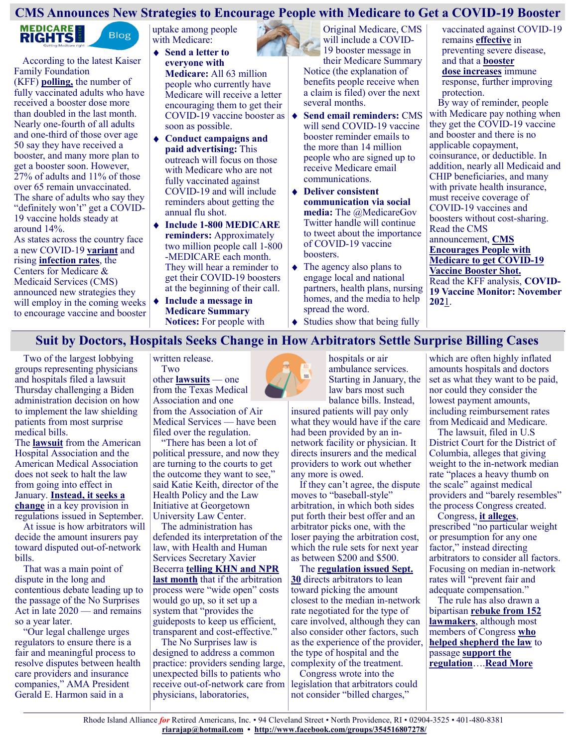# CMS Announces New Strategies to Encourage People with Medicare to Get a COVID-19 Booster

According to the latest Kaiser Family Foundation (KFF) **polling,** the number of fully vaccinated adults who have received a booster dose more than doubled in the last month. Nearly one-fourth of all adults and one-third of those over age 50 say they have received a booster, and many more plan to get a booster soon. However, 27% of adults and 11% of those over 65 remain unvaccinated. The share of adults who say they "definitely won't" get a COVID-19 vaccine holds steady at around 14%.

As states across the country face a new COVID-19 **variant** and rising **infection rates**, the Centers for Medicare & Medicaid Services (CMS) announced new strategies they will employ in the coming weeks to encourage vaccine and booster uptake among people with Medicare:

- **Send a letter to everyone with Medicare:** All 63 million people who currently have Medicare will receive a letter encouraging them to get their COVID-19 vaccine booster as soon as possible.
- **Conduct campaigns and paid advertising:** This outreach will focus on those with Medicare who are not fully vaccinated against COVID-19 and will include reminders about getting the annual flu shot.
- **Include 1-800 MEDICARE reminders:** Approximately two million people call 1-800 -MEDICARE each month. They will hear a reminder to get their COVID-19 boosters at the beginning of their call.
- **Include a message in Medicare Summary Notices:** For people with Original Medicare, CMS will include a COVID-19 booster message in their Medicare Summary Notice (the explanation of benefits people receive when a claim is filed) over the next several months.
- **Send email reminders:** CMS will send COVID-19 vaccine booster reminder emails to the more than 14 million people who are signed up to receive Medicare email communications.
- **Deliver consistent communication via social media:** The @MedicareGov Twitter handle will continue to tweet about the importance of COVID-19 vaccine boosters.
- The agency also plans to engage local and national partners, health plans, nursing homes, and the media to help spread the word.
- Studies show that being fully vaccinated against COVID-19 remains **effective** in preventing severe disease, and that a **booster dose increases** immune response, further improving protection.

By way of reminder, people with Medicare pay nothing when they get the COVID-19 vaccine and booster and there is no applicable copayment, coinsurance, or deductible. In addition, nearly all Medicaid and CHIP beneficiaries, and many with private health insurance, must receive coverage of COVID-19 vaccines and boosters without cost-sharing. Read the CMS announcement, **CMS Encourages People with Medicare to get COVID-19 Vaccine Booster Shot.** Read the KFF analysis, **COVID-19 Vaccine Monitor: November 2021**.

# Suit by Doctors, Hospitals Seeks Change in How Arbitrators Settle Surprise Billing Cases

Two of the largest lobbying groups representing physicians and hospitals filed a lawsuit Thursday challenging a Biden administration decision on how to implement the law shielding patients from most surprise medical bills.

The **lawsuit** from the American Hospital Association and the American Medical Association does not seek to halt the law from going into effect in January. **Instead, it seeks a change** in a key provision in regulations issued in September.

At issue is how arbitrators will decide the amount insurers pay toward disputed out-of-network bills.

That was a main point of dispute in the long and contentious debate leading up to the passage of the No Surprises Act in late 2020 — and remains so a year later.

"Our legal challenge urges regulators to ensure there is a fair and meaningful process to resolve disputes between health care providers and insurance companies," AMA President Gerald E. Harmon said in a written release.

Two other **lawsuits** — one from the Texas Medical Association and one from the Association of Air Medical Services — have been filed over the regulation.

"There has been a lot of political pressure, and now they are turning to the courts to get the outcome they want to see," said Katie Keith, director of the Health Policy and the Law Initiative at Georgetown University Law Center.

The administration has defended its interpretation of the law, with Health and Human Services Secretary Xavier Becerra **telling KHN and NPR last month** that if the arbitration process were "wide open" costs would go up, so it set up a system that "provides the guideposts to keep us efficient, transparent and cost-effective."

The No Surprises law is designed to address a common practice: providers sending large, unexpected bills to patients who receive out-of-network care from physicians, laboratories, hospitals or air ambulance services. Starting in January, the law bars most such balance bills. Instead, insured patients will pay only what they would have if the care had been provided by an in-network facility or physician. It directs insurers and the medical providers to work out whether any more is owed.

If they can't agree, the dispute moves to "baseball-style" arbitration, in which both sides put forth their best offer and an arbitrator picks one, with the loser paying the arbitration cost, which the rule sets for next year as between $200 and $500.

The **regulation issued Sept. 30** directs arbitrators to lean toward picking the amount closest to the median in-network rate negotiated for the type of care involved, although they can also consider other factors, such as the experience of the provider, the type of hospital and the complexity of the treatment.

Congress wrote into the legislation that arbitrators could not consider "billed charges," which are often highly inflated amounts hospitals and doctors set as what they want to be paid, nor could they consider the lowest payment amounts, including reimbursement rates from Medicaid and Medicare.

The lawsuit, filed in U.S District Court for the District of Columbia, alleges that giving weight to the in-network median rate "places a heavy thumb on the scale" against medical providers and "barely resembles" the process Congress created.

Congress, **it alleges**, prescribed "no particular weight or presumption for any one factor," instead directing arbitrators to consider all factors. Focusing on median in-network rates will "prevent fair and adequate compensation."

The rule has also drawn a bipartisan **rebuke from 152 lawmakers**, although most members of Congress **who helped shepherd the law** to passage **support the regulation**….**Read More**

Rhode Island Alliance *for* Retired Americans, Inc. • 94 Cleveland Street • North Providence, RI • 02904-3525 • 401-480-8381
**riarajap@hotmail.com** • **http://www.facebook.com/groups/354516807278/**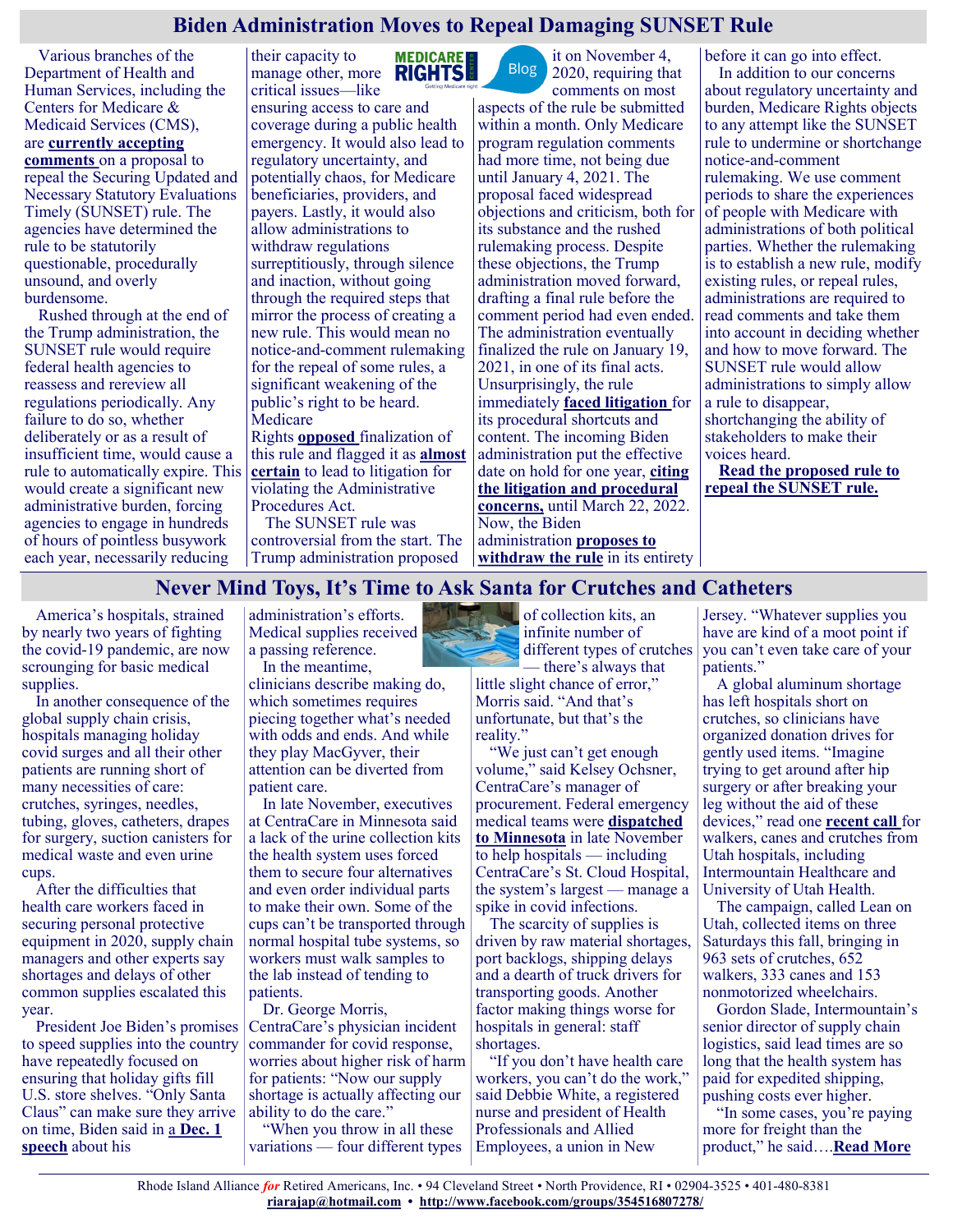## Biden Administration Moves to Repeal Damaging SUNSET Rule

Various branches of the Department of Health and Human Services, including the Centers for Medicare & Medicaid Services (CMS), are **currently accepting comments** on a proposal to repeal the Securing Updated and Necessary Statutory Evaluations Timely (SUNSET) rule. The agencies have determined the rule to be statutorily questionable, procedurally unsound, and overly burdensome.

Rushed through at the end of the Trump administration, the SUNSET rule would require federal health agencies to reassess and rereview all regulations periodically. Any failure to do so, whether deliberately or as a result of insufficient time, would cause a rule to automatically expire. This would create a significant new administrative burden, forcing agencies to engage in hundreds of hours of pointless busywork each year, necessarily reducing their capacity to manage other, more critical issues—like ensuring access to care and coverage during a public health emergency. It would also lead to regulatory uncertainty, and potentially chaos, for Medicare beneficiaries, providers, and payers. Lastly, it would also allow administrations to withdraw regulations surreptitiously, through silence and inaction, without going through the required steps that mirror the process of creating a new rule. This would mean no notice-and-comment rulemaking for the repeal of some rules, a significant weakening of the public's right to be heard. Medicare Rights **opposed** finalization of this rule and flagged it as **almost certain** to lead to litigation for violating the Administrative Procedures Act.

The SUNSET rule was controversial from the start. The Trump administration proposed it on November 4, 2020, requiring that comments on most aspects of the rule be submitted within a month. Only Medicare program regulation comments had more time, not being due until January 4, 2021. The proposal faced widespread objections and criticism, both for its substance and the rushed rulemaking process. Despite these objections, the Trump administration moved forward, drafting a final rule before the comment period had even ended. The administration eventually finalized the rule on January 19, 2021, in one of its final acts. Unsurprisingly, the rule immediately **faced litigation** for its procedural shortcuts and content. The incoming Biden administration put the effective date on hold for one year, **citing the litigation and procedural concerns,** until March 22, 2022. Now, the Biden administration **proposes to withdraw the rule** in its entirety before it can go into effect.

In addition to our concerns about regulatory uncertainty and burden, Medicare Rights objects to any attempt like the SUNSET rule to undermine or shortchange notice-and-comment rulemaking. We use comment periods to share the experiences of people with Medicare with administrations of both political parties. Whether the rulemaking is to establish a new rule, modify existing rules, or repeal rules, administrations are required to read comments and take them into account in deciding whether and how to move forward. The SUNSET rule would allow administrations to simply allow a rule to disappear, shortchanging the ability of stakeholders to make their voices heard.

**Read the proposed rule to repeal the SUNSET rule.**

## Never Mind Toys, It's Time to Ask Santa for Crutches and Catheters

America's hospitals, strained by nearly two years of fighting the covid-19 pandemic, are now scrounging for basic medical supplies.

In another consequence of the global supply chain crisis, hospitals managing holiday covid surges and all their other patients are running short of many necessities of care: crutches, syringes, needles, tubing, gloves, catheters, drapes for surgery, suction canisters for medical waste and even urine cups.

After the difficulties that health care workers faced in securing personal protective equipment in 2020, supply chain managers and other experts say shortages and delays of other common supplies escalated this year.

President Joe Biden's promises to speed supplies into the country have repeatedly focused on ensuring that holiday gifts fill U.S. store shelves. "Only Santa Claus" can make sure they arrive on time, Biden said in **a Dec. 1 speech** about his administration's efforts. Medical supplies received a passing reference.

In the meantime, clinicians describe making do, which sometimes requires piecing together what's needed with odds and ends. And while they play MacGyver, their attention can be diverted from patient care.

In late November, executives at CentraCare in Minnesota said a lack of the urine collection kits the health system uses forced them to secure four alternatives and even order individual parts to make their own. Some of the cups can't be transported through normal hospital tube systems, so workers must walk samples to the lab instead of tending to patients.

Dr. George Morris, CentraCare's physician incident commander for covid response, worries about higher risk of harm for patients: "Now our supply shortage is actually affecting our ability to do the care."

"When you throw in all these variations — four different types of collection kits, an infinite number of different types of crutches — there's always that little slight chance of error," Morris said. "And that's unfortunate, but that's the reality."

"We just can't get enough volume," said Kelsey Ochsner, CentraCare's manager of procurement. Federal emergency medical teams were **dispatched to Minnesota** in late November to help hospitals — including CentraCare's St. Cloud Hospital, the system's largest — manage a spike in covid infections.

The scarcity of supplies is driven by raw material shortages, port backlogs, shipping delays and a dearth of truck drivers for transporting goods. Another factor making things worse for hospitals in general: staff shortages.

"If you don't have health care workers, you can't do the work," said Debbie White, a registered nurse and president of Health Professionals and Allied Employees, a union in New Jersey. "Whatever supplies you have are kind of a moot point if you can't even take care of your patients."

A global aluminum shortage has left hospitals short on crutches, so clinicians have organized donation drives for gently used items. "Imagine trying to get around after hip surgery or after breaking your leg without the aid of these devices," read one **recent call** for walkers, canes and crutches from Utah hospitals, including Intermountain Healthcare and University of Utah Health.

The campaign, called Lean on Utah, collected items on three Saturdays this fall, bringing in 963 sets of crutches, 652 walkers, 333 canes and 153 nonmotorized wheelchairs.

Gordon Slade, Intermountain's senior director of supply chain logistics, said lead times are so long that the health system has paid for expedited shipping, pushing costs ever higher.

"In some cases, you're paying more for freight than the product," he said….**Read More**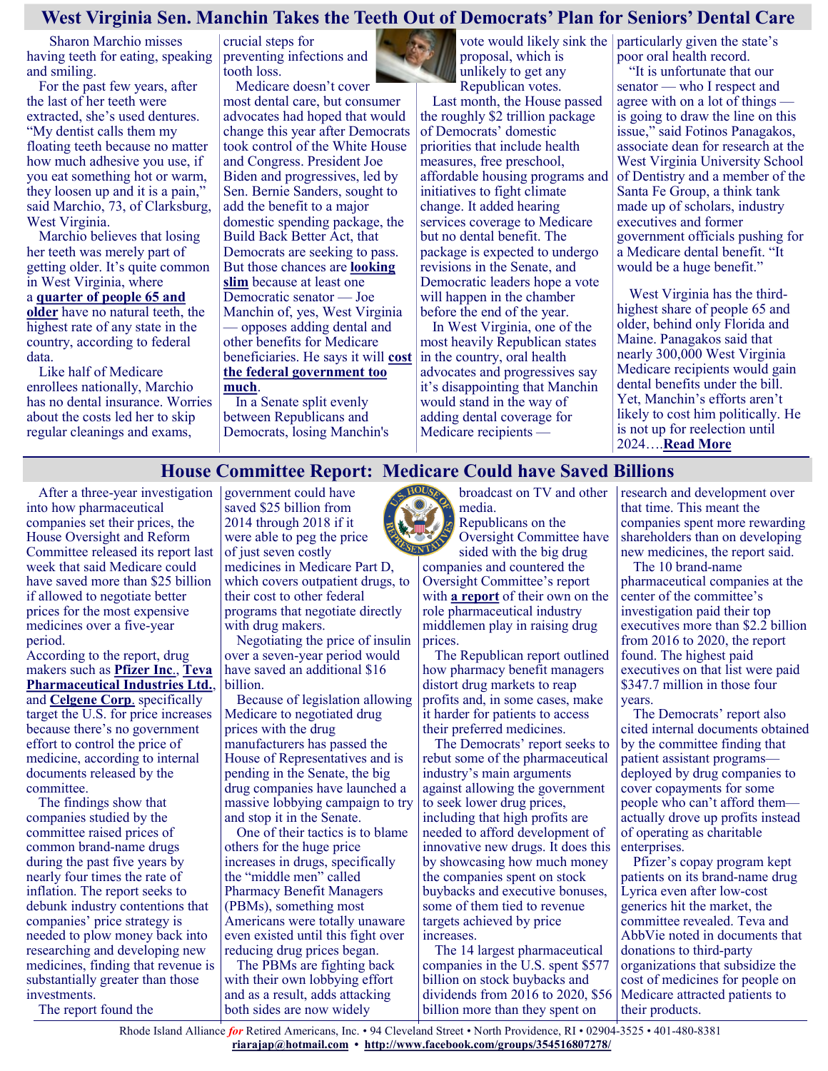# West Virginia Sen. Manchin Takes the Teeth Out of Democrats' Plan for Seniors' Dental Care

Sharon Marchio misses having teeth for eating, speaking and smiling.

For the past few years, after the last of her teeth were extracted, she's used dentures. "My dentist calls them my floating teeth because no matter how much adhesive you use, if you eat something hot or warm, they loosen up and it is a pain," said Marchio, 73, of Clarksburg, West Virginia.

Marchio believes that losing her teeth was merely part of getting older. It's quite common in West Virginia, where a **quarter of people 65 and older** have no natural teeth, the highest rate of any state in the country, according to federal data.

Like half of Medicare enrollees nationally, Marchio has no dental insurance. Worries about the costs led her to skip regular cleanings and exams, crucial steps for preventing infections and tooth loss.

Medicare doesn't cover most dental care, but consumer advocates had hoped that would change this year after Democrats took control of the White House and Congress. President Joe Biden and progressives, led by Sen. Bernie Sanders, sought to add the benefit to a major domestic spending package, the Build Back Better Act, that Democrats are seeking to pass. But those chances are **looking slim** because at least one Democratic senator — Joe Manchin of, yes, West Virginia — opposes adding dental and other benefits for Medicare beneficiaries. He says it will **cost the federal government too much**.

In a Senate split evenly between Republicans and Democrats, losing Manchin's vote would likely sink the proposal, which is unlikely to get any Republican votes.

Last month, the House passed the roughly $2 trillion package of Democrats' domestic priorities that include health measures, free preschool, affordable housing programs and initiatives to fight climate change. It added hearing services coverage to Medicare but no dental benefit. The package is expected to undergo revisions in the Senate, and Democratic leaders hope a vote will happen in the chamber before the end of the year.

In West Virginia, one of the most heavily Republican states in the country, oral health advocates and progressives say it's disappointing that Manchin would stand in the way of adding dental coverage for Medicare recipients — particularly given the state's poor oral health record.

"It is unfortunate that our senator — who I respect and agree with on a lot of things — is going to draw the line on this issue," said Fotinos Panagakos, associate dean for research at the West Virginia University School of Dentistry and a member of the Santa Fe Group, a think tank made up of scholars, industry executives and former government officials pushing for a Medicare dental benefit. "It would be a huge benefit."

West Virginia has the third-highest share of people 65 and older, behind only Florida and Maine. Panagakos said that nearly 300,000 West Virginia Medicare recipients would gain dental benefits under the bill. Yet, Manchin's efforts aren't likely to cost him politically. He is not up for reelection until 2024….**Read More**

# House Committee Report: Medicare Could have Saved Billions

After a three-year investigation into how pharmaceutical companies set their prices, the House Oversight and Reform Committee released its report last week that said Medicare could have saved more than $25 billion if allowed to negotiate better prices for the most expensive medicines over a five-year period.

According to the report, drug makers such as **Pfizer Inc**., **Teva Pharmaceutical Industries Ltd.**, and **Celgene Corp**. specifically target the U.S. for price increases because there's no government effort to control the price of medicine, according to internal documents released by the committee.

The findings show that companies studied by the committee raised prices of common brand-name drugs during the past five years by nearly four times the rate of inflation. The report seeks to debunk industry contentions that companies' price strategy is needed to plow money back into researching and developing new medicines, finding that revenue is substantially greater than those investments.

The report found the government could have saved $25 billion from 2014 through 2018 if it were able to peg the price of just seven costly medicines in Medicare Part D, which covers outpatient drugs, to their cost to other federal programs that negotiate directly with drug makers.

Negotiating the price of insulin over a seven-year period would have saved an additional $16 billion.

Because of legislation allowing Medicare to negotiated drug prices with the drug manufacturers has passed the House of Representatives and is pending in the Senate, the big drug companies have launched a massive lobbying campaign to try and stop it in the Senate.

One of their tactics is to blame others for the huge price increases in drugs, specifically the "middle men" called Pharmacy Benefit Managers (PBMs), something most Americans were totally unaware even existed until this fight over reducing drug prices began.

The PBMs are fighting back with their own lobbying effort and as a result, adds attacking both sides are now widely broadcast on TV and other media.

Republicans on the Oversight Committee have sided with the big drug companies and countered the Oversight Committee's report with **a report** of their own on the role pharmaceutical industry middlemen play in raising drug prices.

The Republican report outlined how pharmacy benefit managers distort drug markets to reap profits and, in some cases, make it harder for patients to access their preferred medicines.

The Democrats' report seeks to rebut some of the pharmaceutical industry's main arguments against allowing the government to seek lower drug prices, including that high profits are needed to afford development of innovative new drugs. It does this by showcasing how much money the companies spent on stock buybacks and executive bonuses, some of them tied to revenue targets achieved by price increases.

The 14 largest pharmaceutical companies in the U.S. spent $577 billion on stock buybacks and dividends from 2016 to 2020, $56 billion more than they spent on research and development over that time. This meant the companies spent more rewarding shareholders than on developing new medicines, the report said.

The 10 brand-name pharmaceutical companies at the center of the committee's investigation paid their top executives more than $2.2 billion from 2016 to 2020, the report found. The highest paid executives on that list were paid $347.7 million in those four years.

The Democrats' report also cited internal documents obtained by the committee finding that patient assistant programs—deployed by drug companies to cover copayments for some people who can't afford them—actually drove up profits instead of operating as charitable enterprises.

Pfizer's copay program kept patients on its brand-name drug Lyrica even after low-cost generics hit the market, the committee revealed. Teva and AbbVie noted in documents that donations to third-party organizations that subsidize the cost of medicines for people on Medicare attracted patients to their products.

Rhode Island Alliance *for* Retired Americans, Inc. • 94 Cleveland Street • North Providence, RI • 02904-3525 • 401-480-8381
**riarajap@hotmail.com** • **http://www.facebook.com/groups/354516807278/**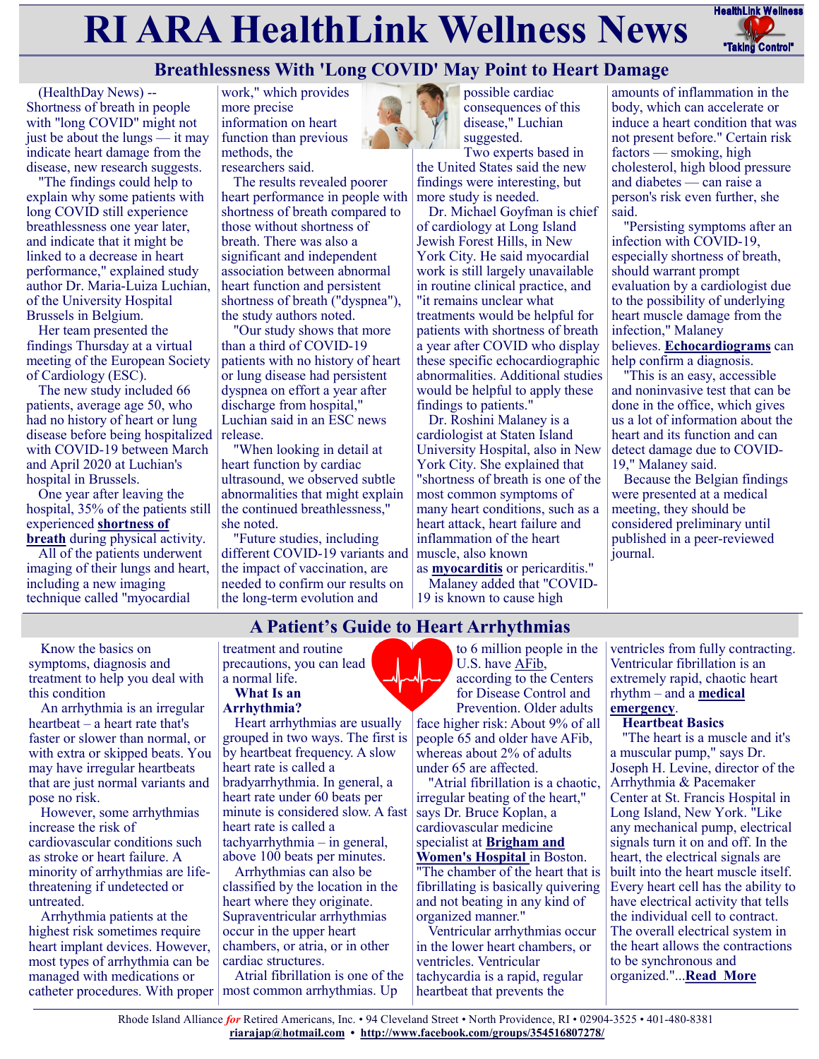# RI ARA HealthLink Wellness News

## Breathlessness With 'Long COVID' May Point to Heart Damage

(HealthDay News) -- Shortness of breath in people with "long COVID" might not just be about the lungs — it may indicate heart damage from the disease, new research suggests.

"The findings could help to explain why some patients with long COVID still experience breathlessness one year later, and indicate that it might be linked to a decrease in heart performance," explained study author Dr. Maria-Luiza Luchian, of the University Hospital Brussels in Belgium.

Her team presented the findings Thursday at a virtual meeting of the European Society of Cardiology (ESC).

The new study included 66 patients, average age 50, who had no history of heart or lung disease before being hospitalized with COVID-19 between March and April 2020 at Luchian's hospital in Brussels.

One year after leaving the hospital, 35% of the patients still experienced **shortness of breath** during physical activity.

All of the patients underwent imaging of their lungs and heart, including a new imaging technique called "myocardial work," which provides more precise information on heart function than previous methods, the researchers said.

The results revealed poorer heart performance in people with shortness of breath compared to those without shortness of breath. There was also a significant and independent association between abnormal heart function and persistent shortness of breath ("dyspnea"), the study authors noted.

"Our study shows that more than a third of COVID-19 patients with no history of heart or lung disease had persistent dyspnea on effort a year after discharge from hospital," Luchian said in an ESC news release.

"When looking in detail at heart function by cardiac ultrasound, we observed subtle abnormalities that might explain the continued breathlessness," she noted.

"Future studies, including different COVID-19 variants and the impact of vaccination, are needed to confirm our results on the long-term evolution and possible cardiac consequences of this disease," Luchian suggested.

Two experts based in the United States said the new findings were interesting, but more study is needed.

Dr. Michael Goyfman is chief of cardiology at Long Island Jewish Forest Hills, in New York City. He said myocardial work is still largely unavailable in routine clinical practice, and "it remains unclear what treatments would be helpful for patients with shortness of breath a year after COVID who display these specific echocardiographic abnormalities. Additional studies would be helpful to apply these findings to patients."

Dr. Roshini Malaney is a cardiologist at Staten Island University Hospital, also in New York City. She explained that "shortness of breath is one of the most common symptoms of many heart conditions, such as a heart attack, heart failure and inflammation of the heart muscle, also known as **myocarditis** or pericarditis."

Malaney added that "COVID-19 is known to cause high amounts of inflammation in the body, which can accelerate or induce a heart condition that was not present before." Certain risk factors — smoking, high cholesterol, high blood pressure and diabetes — can raise a person's risk even further, she said.

"Persisting symptoms after an infection with COVID-19, especially shortness of breath, should warrant prompt evaluation by a cardiologist due to the possibility of underlying heart muscle damage from the infection," Malaney believes. **Echocardiograms** can help confirm a diagnosis.

"This is an easy, accessible and noninvasive test that can be done in the office, which gives us a lot of information about the heart and its function and can detect damage due to COVID-19," Malaney said.

Because the Belgian findings were presented at a medical meeting, they should be considered preliminary until published in a peer-reviewed journal.

## A Patient's Guide to Heart Arrhythmias

Know the basics on symptoms, diagnosis and treatment to help you deal with this condition

An arrhythmia is an irregular heartbeat – a heart rate that's faster or slower than normal, or with extra or skipped beats. You may have irregular heartbeats that are just normal variants and pose no risk.

However, some arrhythmias increase the risk of cardiovascular conditions such as stroke or heart failure. A minority of arrhythmias are life-threatening if undetected or untreated.

Arrhythmia patients at the highest risk sometimes require heart implant devices. However, most types of arrhythmia can be managed with medications or catheter procedures. With proper treatment and routine precautions, you can lead a normal life.

**What Is an Arrhythmia?**

Heart arrhythmias are usually grouped in two ways. The first is by heartbeat frequency. A slow heart rate is called a bradyarrhythmia. In general, a heart rate under 60 beats per minute is considered slow. A fast heart rate is called a tachyarrhythmia – in general, above 100 beats per minutes.

Arrhythmias can also be classified by the location in the heart where they originate. Supraventricular arrhythmias occur in the upper heart chambers, or atria, or in other cardiac structures.

Atrial fibrillation is one of the most common arrhythmias. Up to 6 million people in the U.S. have AFib, according to the Centers for Disease Control and Prevention. Older adults face higher risk: About 9% of all people 65 and older have AFib, whereas about 2% of adults under 65 are affected.

"Atrial fibrillation is a chaotic, irregular beating of the heart," says Dr. Bruce Koplan, a cardiovascular medicine specialist at **Brigham and Women's Hospital** in Boston. "The chamber of the heart that is fibrillating is basically quivering and not beating in any kind of organized manner."

Ventricular arrhythmias occur in the lower heart chambers, or ventricles. Ventricular tachycardia is a rapid, regular heartbeat that prevents the ventricles from fully contracting. Ventricular fibrillation is an extremely rapid, chaotic heart rhythm – and a **medical emergency**.

**Heartbeat Basics**

"The heart is a muscle and it's a muscular pump," says Dr. Joseph H. Levine, director of the Arrhythmia & Pacemaker Center at St. Francis Hospital in Long Island, New York. "Like any mechanical pump, electrical signals turn it on and off. In the heart, the electrical signals are built into the heart muscle itself. Every heart cell has the ability to have electrical activity that tells the individual cell to contract. The overall electrical system in the heart allows the contractions to be synchronous and organized."...**Read More**

Rhode Island Alliance *for* Retired Americans, Inc. • 94 Cleveland Street • North Providence, RI • 02904-3525 • 401-480-8381
**riarajap@hotmail.com** • **http://www.facebook.com/groups/354516807278/**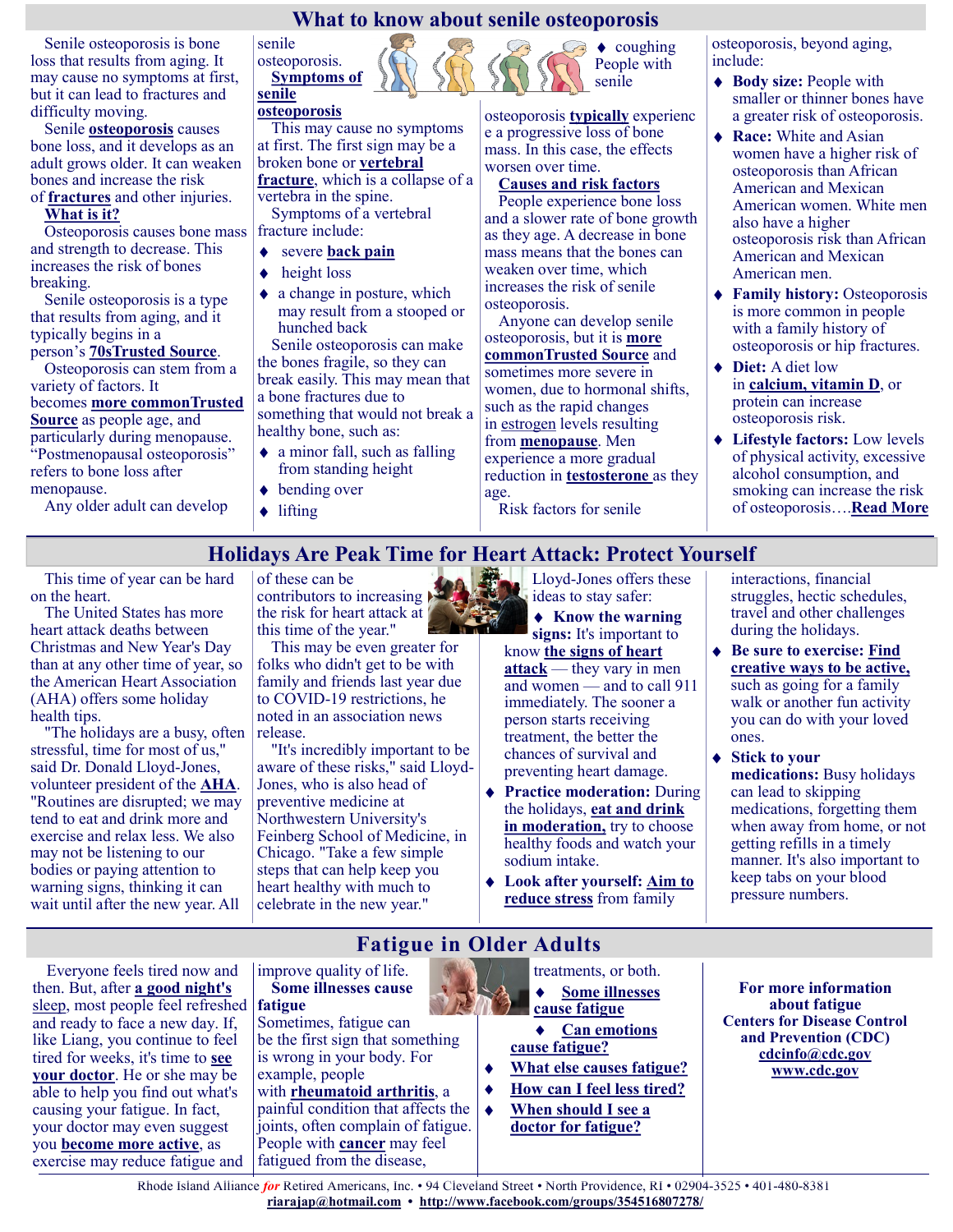# What to know about senile osteoporosis

Senile osteoporosis is bone loss that results from aging. It may cause no symptoms at first, but it can lead to fractures and difficulty moving.

Senile **osteoporosis** causes bone loss, and it develops as an adult grows older. It can weaken bones and increase the risk of **fractures** and other injuries.

**What is it?**

Osteoporosis causes bone mass and strength to decrease. This increases the risk of bones breaking.

Senile osteoporosis is a type that results from aging, and it typically begins in a person's **70sTrusted Source**.

Osteoporosis can stem from a variety of factors. It becomes **more commonTrusted Source** as people age, and particularly during menopause. "Postmenopausal osteoporosis" refers to bone loss after menopause.

Any older adult can develop senile osteoporosis.

**Symptoms of senile osteoporosis**

This may cause no symptoms at first. The first sign may be a broken bone or **vertebral fracture**, which is a collapse of a vertebra in the spine.

Symptoms of a vertebral fracture include:

- severe **back pain**
- height loss
- a change in posture, which may result from a stooped or hunched back

Senile osteoporosis can make the bones fragile, so they can break easily. This may mean that a bone fractures due to something that would not break a healthy bone, such as:

- a minor fall, such as falling from standing height
- bending over
- lifting
- coughing

People with senile osteoporosis **typically** experience a progressive loss of bone mass. In this case, the effects worsen over time.

**Causes and risk factors**

People experience bone loss and a slower rate of bone growth as they age. A decrease in bone mass means that the bones can weaken over time, which increases the risk of senile osteoporosis.

Anyone can develop senile osteoporosis, but it is **more commonTrusted Source** and sometimes more severe in women, due to hormonal shifts, such as the rapid changes in estrogen levels resulting from **menopause**. Men experience a more gradual reduction in **testosterone** as they age.

Risk factors for senile osteoporosis, beyond aging, include:

- **Body size:** People with smaller or thinner bones have a greater risk of osteoporosis.
- **Race:** White and Asian women have a higher risk of osteoporosis than African American and Mexican American women. White men also have a higher osteoporosis risk than African American and Mexican American men.
- **Family history:** Osteoporosis is more common in people with a family history of osteoporosis or hip fractures.
- **Diet:** A diet low in **calcium, vitamin D**, or protein can increase osteoporosis risk.
- **Lifestyle factors:** Low levels of physical activity, excessive alcohol consumption, and smoking can increase the risk of osteoporosis….**Read More**

# Holidays Are Peak Time for Heart Attack: Protect Yourself

This time of year can be hard on the heart.

The United States has more heart attack deaths between Christmas and New Year's Day than at any other time of year, so the American Heart Association (AHA) offers some holiday health tips.

"The holidays are a busy, often stressful, time for most of us," said Dr. Donald Lloyd-Jones, volunteer president of the **AHA**. "Routines are disrupted; we may tend to eat and drink more and exercise and relax less. We also may not be listening to our bodies or paying attention to warning signs, thinking it can wait until after the new year. All of these can be contributors to increasing the risk for heart attack at this time of the year."

This may be even greater for folks who didn't get to be with family and friends last year due to COVID-19 restrictions, he noted in an association news release.

"It's incredibly important to be aware of these risks," said Lloyd-Jones, who is also head of preventive medicine at Northwestern University's Feinberg School of Medicine, in Chicago. "Take a few simple steps that can help keep you heart healthy with much to celebrate in the new year."

Lloyd-Jones offers these ideas to stay safer:

- **Know the warning signs:** It's important to know **the signs of heart attack** — they vary in men and women — and to call 911 immediately. The sooner a person starts receiving treatment, the better the chances of survival and preventing heart damage.
- **Practice moderation:** During the holidays, **eat and drink in moderation**, try to choose healthy foods and watch your sodium intake.
- **Look after yourself: Aim to reduce stress** from family interactions, financial struggles, hectic schedules, travel and other challenges during the holidays.
- **Be sure to exercise: Find creative ways to be active,** such as going for a family walk or another fun activity you can do with your loved ones.
- **Stick to your medications:** Busy holidays can lead to skipping medications, forgetting them when away from home, or not getting refills in a timely manner. It's also important to keep tabs on your blood pressure numbers.

# Fatigue in Older Adults

Everyone feels tired now and then. But, after **a good night's sleep**, most people feel refreshed and ready to face a new day. If, like Lang, you continue to feel tired for weeks, it's time to **see your doctor**. He or she may be able to help you find out what's causing your fatigue. Your doctor may even suggest you **become more active**, as exercise may reduce fatigue and improve quality of life.

**Some illnesses cause fatigue**

Sometimes, fatigue can be the first sign that something is wrong in your body. For example, people with **rheumatoid arthritis**, a painful condition that affects the joints, often complain of fatigue. People with **cancer** may feel fatigued from the disease, treatments, or both.

- **Some illnesses cause fatigue**
- **Can emotions cause fatigue?**
- **What else causes fatigue?**
- **How can I feel less tired?**
- **When should I see a doctor for fatigue?**

**For more information about fatigue**
**Centers for Disease Control and Prevention (CDC)**
**cdcinfo@cdc.gov**
**www.cdc.gov**

Rhode Island Alliance *for* Retired Americans, Inc. • 94 Cleveland Street • North Providence, RI • 02904-3525 • 401-480-8381
**riarajap@hotmail.com** • **http://www.facebook.com/groups/354516807278/**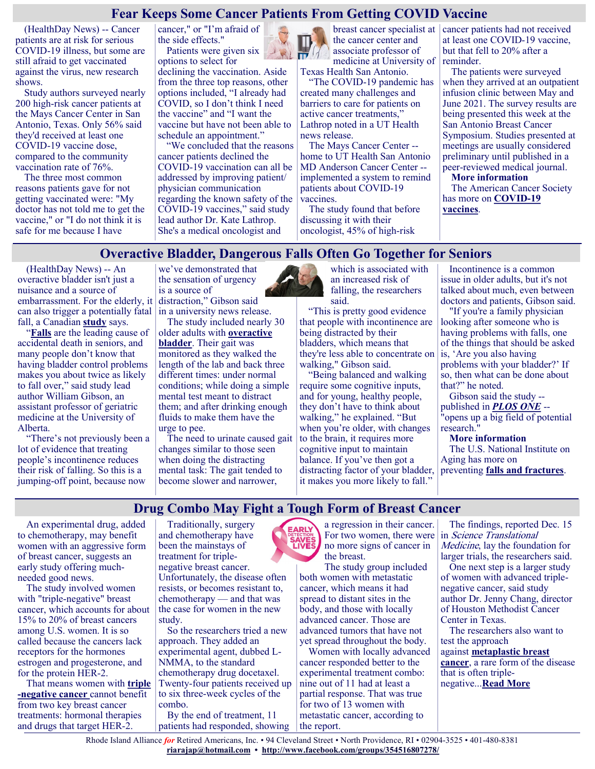## Fear Keeps Some Cancer Patients From Getting COVID Vaccine

(HealthDay News) -- Cancer patients are at risk for serious COVID-19 illness, but some are still afraid to get vaccinated against the virus, new research shows.

Study authors surveyed nearly 200 high-risk cancer patients at the Mays Cancer Center in San Antonio, Texas. Only 56% said they'd received at least one COVID-19 vaccine dose, compared to the community vaccination rate of 76%.

The three most common reasons patients gave for not getting vaccinated were: "My doctor has not told me to get the vaccine," or "I do not think it is safe for me because I have cancer," or "I'm afraid of the side effects."

Patients were given six options to select for declining the vaccination. Aside from the three top reasons, other options included, "I already had COVID, so I don't think I need the vaccine" and "I want the vaccine but have not been able to schedule an appointment."

"We concluded that the reasons cancer patients declined the COVID-19 vaccination can all be addressed by improving patient/physician communication regarding the known safety of the COVID-19 vaccines," said study lead author Dr. Kate Lathrop. She's a medical oncologist and breast cancer specialist at the cancer center and associate professor of medicine at University of Texas Health San Antonio.

"The COVID-19 pandemic has created many challenges and barriers to care for patients on active cancer treatments," Lathrop noted in a UT Health news release.

The Mays Cancer Center -- home to UT Health San Antonio MD Anderson Cancer Center -- implemented a system to remind patients about COVID-19 vaccines.

The study found that before discussing it with their oncologist, 45% of high-risk cancer patients had not received at least one COVID-19 vaccine, but that fell to 20% after a reminder.

The patients were surveyed when they arrived at an outpatient infusion clinic between May and June 2021. The survey results are being presented this week at the San Antonio Breast Cancer Symposium. Studies presented at meetings are usually considered preliminary until published in a peer-reviewed medical journal.

**More information**

The American Cancer Society has more on **COVID-19 vaccines**.

## Overactive Bladder, Dangerous Falls Often Go Together for Seniors

(HealthDay News) -- An overactive bladder isn't just a nuisance and a source of embarrassment. For the elderly, it can also trigger a potentially fatal fall, a Canadian **study** says.

"**Falls** are the leading cause of accidental death in seniors, and many people don't know that having bladder control problems makes you about twice as likely to fall over," said study lead author William Gibson, an assistant professor of geriatric medicine at the University of Alberta.

"There's not previously been a lot of evidence that treating people's incontinence reduces their risk of falling. So this is a jumping-off point, because now we've demonstrated that the sensation of urgency is a source of distraction," Gibson said in a university news release.

The study included nearly 30 older adults with **overactive bladder**. Their gait was monitored as they walked the length of the lab and back three different times: under normal conditions; while doing a simple mental test meant to distract them; and after drinking enough fluids to make them have the urge to pee.

The need to urinate caused gait changes similar to those seen when doing the distracting mental task: The gait tended to become slower and narrower, which is associated with an increased risk of falling, the researchers said.

"This is pretty good evidence that people with incontinence are being distracted by their bladders, which means that they're less able to concentrate on walking," Gibson said.

"Being balanced and walking require some cognitive inputs, and for young, healthy people, they don't have to think about walking," he explained. "But when you're older, with changes to the brain, it requires more cognitive input to maintain balance. If you've then got a distracting factor of your bladder, it makes you more likely to fall."

Incontinence is a common issue in older adults, but it's not talked about much, even between doctors and patients, Gibson said.

"If you're a family physician looking after someone who is having problems with falls, one of the things that should be asked is, 'Are you also having problems with your bladder?' If so, then what can be done about that?" he noted.

Gibson said the study -- published in ***PLOS ONE*** -- "opens up a big field of potential research."

**More information**

The U.S. National Institute on Aging has more on preventing **falls and fractures**.

## Drug Combo May Fight a Tough Form of Breast Cancer

An experimental drug, added to chemotherapy, may benefit women with an aggressive form of breast cancer, suggests an early study offering much-needed good news.

The study involved women with "triple-negative" breast cancer, which accounts for about 15% to 20% of breast cancers among U.S. women. It is so called because the cancers lack receptors for the hormones estrogen and progesterone, and for the protein HER-2.

That means women with **triple-negative cancer** cannot benefit from two key breast cancer treatments: hormonal therapies and drugs that target HER-2.

Traditionally, surgery and chemotherapy have been the mainstays of treatment for triple-negative breast cancer. Unfortunately, the disease often resists, or becomes resistant to, chemotherapy — and that was the case for women in the new study.

So the researchers tried a new approach. They added an experimental agent, dubbed L-NMMA, to the standard chemotherapy drug docetaxel. Twenty-four patients received up to six three-week cycles of the combo.

By the end of treatment, 11 patients had responded, showing a regression in their cancer. For two women, there were no more signs of cancer in the breast.

The study group included both women with metastatic cancer, which means it had spread to distant sites in the body, and those with locally advanced cancer. Those are advanced tumors that have not yet spread throughout the body.

Women with locally advanced cancer responded better to the experimental treatment combo: nine out of 11 had at least a partial response. That was true for two of 13 women with metastatic cancer, according to the report.

The findings, reported Dec. 15 in *Science Translational Medicine*, lay the foundation for larger trials, the researchers said.

One next step is a larger study of women with advanced triple-negative cancer, said study author Dr. Jenny Chang, director of Houston Methodist Cancer Center in Texas.

The researchers also want to test the approach against **metaplastic breast cancer**, a rare form of the disease that is often triple-negative...**Read More**

Rhode Island Alliance *for* Retired Americans, Inc. • 94 Cleveland Street • North Providence, RI • 02904-3525 • 401-480-8381
**riarajap@hotmail.com** • **http://www.facebook.com/groups/354516807278/**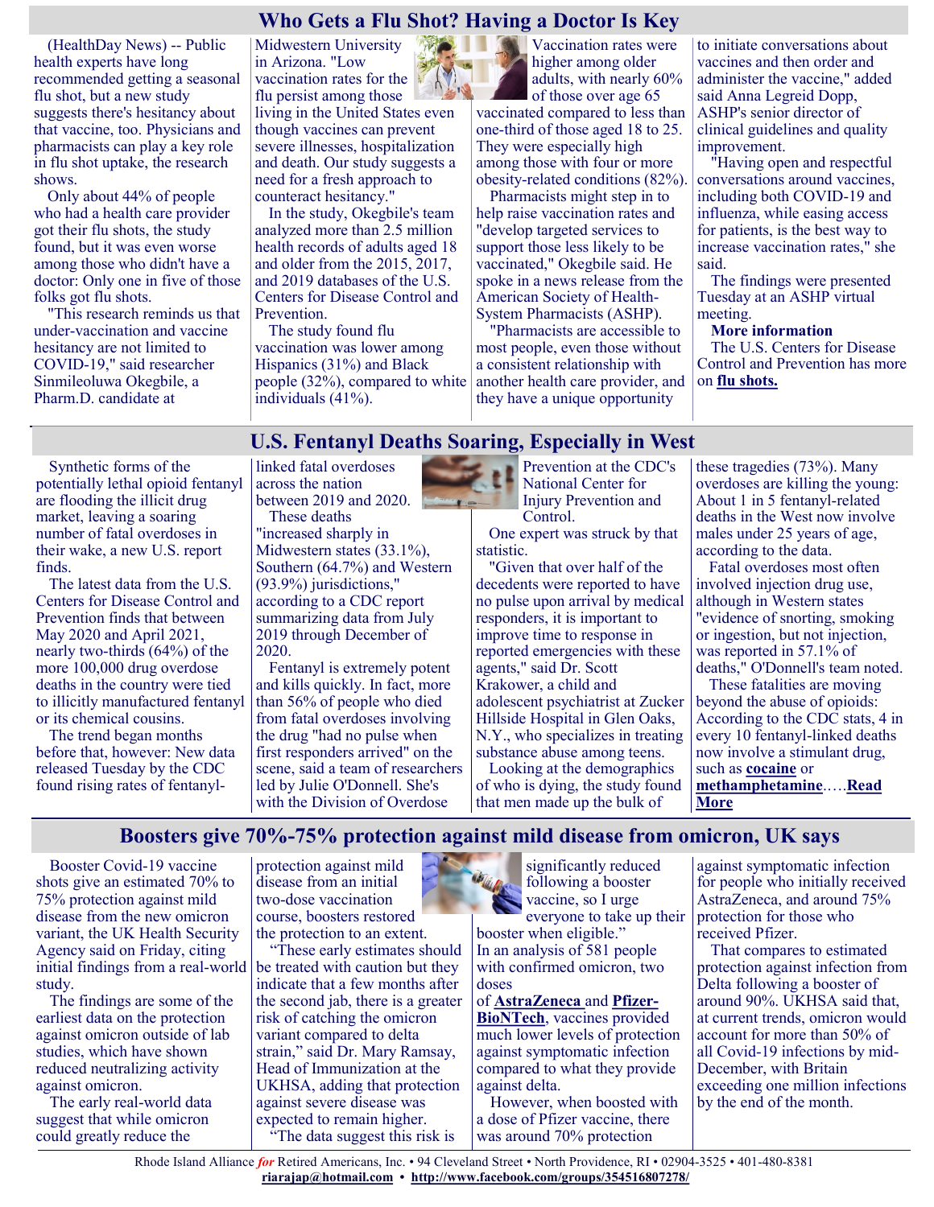## Who Gets a Flu Shot? Having a Doctor Is Key

(HealthDay News) -- Public health experts have long recommended getting a seasonal flu shot, but a new study suggests there's hesitancy about that vaccine, too. Physicians and pharmacists can play a key role in flu shot uptake, the research shows.

Only about 44% of people who had a health care provider got their flu shots, the study found, but it was even worse among those who didn't have a doctor: Only one in five of those folks got flu shots.

"This research reminds us that under-vaccination and vaccine hesitancy are not limited to COVID-19," said researcher Sinmileoluwa Okegbile, a Pharm.D. candidate at Midwestern University in Arizona. "Low vaccination rates for the flu persist among those living in the United States even though vaccines can prevent severe illnesses, hospitalization and death. Our study suggests a need for a fresh approach to counteract hesitancy."

In the study, Okegbile's team analyzed more than 2.5 million health records of adults aged 18 and older from the 2015, 2017, and 2019 databases of the U.S. Centers for Disease Control and Prevention.

The study found flu vaccination was lower among Hispanics (31%) and Black people (32%), compared to white individuals (41%).

Vaccination rates were higher among older adults, with nearly 60% of those over age 65 vaccinated compared to less than one-third of those aged 18 to 25. They were especially high among those with four or more obesity-related conditions (82%).

Pharmacists might step in to help raise vaccination rates and "develop targeted services to support those less likely to be vaccinated," Okegbile said. He spoke in a news release from the American Society of Health-System Pharmacists (ASHP).

"Pharmacists are accessible to most people, even those without a consistent relationship with another health care provider, and they have a unique opportunity to initiate conversations about vaccines and then order and administer the vaccine," added said Anna Legreid Dopp, ASHP's senior director of clinical guidelines and quality improvement.

"Having open and respectful conversations around vaccines, including both COVID-19 and influenza, while easing access for patients, is the best way to increase vaccination rates," she said.

The findings were presented Tuesday at an ASHP virtual meeting.

**More information**

The U.S. Centers for Disease Control and Prevention has more on **flu shots.**

## U.S. Fentanyl Deaths Soaring, Especially in West

Synthetic forms of the potentially lethal opioid fentanyl are flooding the illicit drug market, leaving a soaring number of fatal overdoses in their wake, a new U.S. report finds.

The latest data from the U.S. Centers for Disease Control and Prevention finds that between May 2020 and April 2021, nearly two-thirds (64%) of the more 100,000 drug overdose deaths in the country were tied to illicitly manufactured fentanyl or its chemical cousins.

The trend began months before that, however: New data released Tuesday by the CDC found rising rates of fentanyl-linked fatal overdoses across the nation between 2019 and 2020.

These deaths "increased sharply in Midwestern states (33.1%), Southern (64.7%) and Western (93.9%) jurisdictions," according to a CDC report summarizing data from July 2019 through December of 2020.

Fentanyl is extremely potent and kills quickly. In fact, more than 56% of people who died from fatal overdoses involving the drug "had no pulse when first responders arrived" on the scene, said a team of researchers led by Julie O'Donnell. She's with the Division of Overdose Prevention at the CDC's National Center for Injury Prevention and Control.

One expert was struck by that statistic.

"Given that over half of the decedents were reported to have no pulse upon arrival by medical responders, it is important to improve time to response in reported emergencies with these agents," said Dr. Scott Krakower, a child and adolescent psychiatrist at Zucker Hillside Hospital in Glen Oaks, N.Y., who specializes in treating substance abuse among teens.

Looking at the demographics of who is dying, the study found that men made up the bulk of these tragedies (73%). Many overdoses are killing the young: About 1 in 5 fentanyl-related deaths in the West now involve males under 25 years of age, according to the data.

Fatal overdoses most often involved injection drug use, although in Western states "evidence of snorting, smoking or ingestion, but not injection, was reported in 57.1% of deaths," O'Donnell's team noted.

These fatalities are moving beyond the abuse of opioids: According to the CDC stats, 4 in every 10 fentanyl-linked deaths now involve a stimulant drug, such as **cocaine** or **methamphetamine**.....**Read More**

## Boosters give 70%-75% protection against mild disease from omicron, UK says

Booster Covid-19 vaccine shots give an estimated 70% to 75% protection against mild disease from the new omicron variant, the UK Health Security Agency said on Friday, citing initial findings from a real-world study.

The findings are some of the earliest data on the protection against omicron outside of lab studies, which have shown reduced neutralizing activity against omicron.

The early real-world data suggest that while omicron could greatly reduce the protection against mild disease from an initial two-dose vaccination course, boosters restored the protection to an extent.

"These early estimates should be treated with caution but they indicate that a few months after the second jab, there is a greater risk of catching the omicron variant compared to delta strain," said Dr. Mary Ramsay, Head of Immunization at the UKHSA, adding that protection against severe disease was expected to remain higher.

"The data suggest this risk is significantly reduced following a booster vaccine, so I urge everyone to take up their booster when eligible."

In an analysis of 581 people with confirmed omicron, two doses of **AstraZeneca** and **Pfizer-BioNTech**, vaccines provided much lower levels of protection against symptomatic infection compared to what they provide against delta.

However, when boosted with a dose of Pfizer vaccine, there was around 70% protection against symptomatic infection for people who initially received AstraZeneca, and around 75% protection for those who received Pfizer.

That compares to estimated protection against infection from Delta following a booster of around 90%. UKHSA said that, at current trends, omicron would account for more than 50% of all Covid-19 infections by mid-December, with Britain exceeding one million infections by the end of the month.

Rhode Island Alliance *for* Retired Americans, Inc. • 94 Cleveland Street • North Providence, RI • 02904-3525 • 401-480-8381
**riarajap@hotmail.com** • **http://www.facebook.com/groups/354516807278/**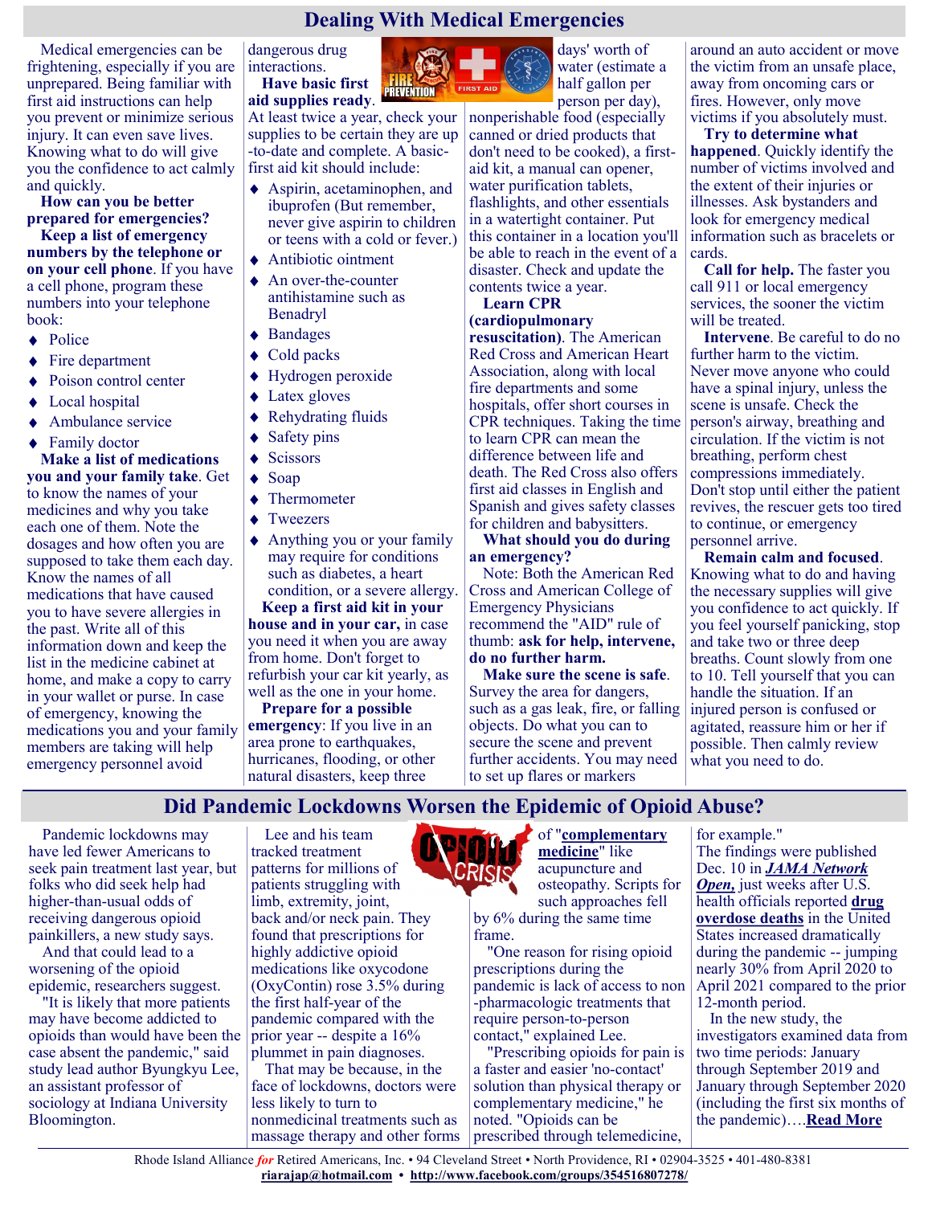# Dealing With Medical Emergencies

Medical emergencies can be frightening, especially if you are unprepared. Being familiar with first aid instructions can help you prevent or minimize serious injury. It can even save lives. Knowing what to do will give you the confidence to act calmly and quickly.

**How can you be better prepared for emergencies?**

**Keep a list of emergency numbers by the telephone or on your cell phone**. If you have a cell phone, program these numbers into your telephone book:

- Police
- Fire department
- Poison control center
- Local hospital
- Ambulance service
- Family doctor

**Make a list of medications you and your family take**. Get to know the names of your medicines and why you take each one of them. Note the dosages and how often you are supposed to take them each day. Know the names of all medications that have caused you to have severe allergies in the past. Write all of this information down and keep the list in the medicine cabinet at home, and make a copy to carry in your wallet or purse. In case of emergency, knowing the medications you and your family members are taking will help emergency personnel avoid dangerous drug interactions.

**Have basic first aid supplies ready**. At least twice a year, check your supplies to be certain they are up-to-date and complete. A basic-first aid kit should include:

- Aspirin, acetaminophen, and ibuprofen (But remember, never give aspirin to children or teens with a cold or fever.)
- Antibiotic ointment
- An over-the-counter antihistamine such as Benadryl
- Bandages
- Cold packs
- Hydrogen peroxide
- Latex gloves
- Rehydrating fluids
- Safety pins
- Scissors
- Soap
- Thermometer
- Tweezers
- Anything you or your family may require for conditions such as diabetes, a heart condition, or a severe allergy.

**Keep a first aid kit in your house and in your car,** in case you need it when you are away from home. Don't forget to refurbish your car kit yearly, as well as the one in your home.

**Prepare for a possible emergency**: If you live in an area prone to earthquakes, hurricanes, flooding, or other natural disasters, keep three days' worth of water (estimate a half gallon per person per day), nonperishable food (especially canned or dried products that don't need to be cooked), a first-aid kit, a manual can opener, water purification tablets, flashlights, and other essentials in a watertight container. Put this container in a location you'll be able to reach in the event of a disaster. Check and update the contents twice a year.

**Learn CPR (cardiopulmonary resuscitation)**. The American Red Cross and American Heart Association, along with local fire departments and some hospitals, offer short courses in CPR techniques. Taking the time to learn CPR can mean the difference between life and death. The Red Cross also offers first aid classes in English and Spanish and gives safety classes for children and babysitters.

**What should you do during an emergency?**

Note: Both the American Red Cross and American College of Emergency Physicians recommend the "AID" rule of thumb: **ask for help, intervene, do no further harm.**

**Make sure the scene is safe**. Survey the area for dangers, such as a gas leak, fire, or falling objects. Do what you can to secure the scene and prevent further accidents. You may need to set up flares or markers around an auto accident or move the victim from an unsafe place, away from oncoming cars or fires. However, only move victims if you absolutely must.

**Try to determine what happened**. Quickly identify the number of victims involved and the extent of their injuries or illnesses. Ask bystanders and look for emergency medical information such as bracelets or cards.

**Call for help.** The faster you call 911 or local emergency services, the sooner the victim will be treated.

**Intervene**. Be careful to do no further harm to the victim. Never move anyone who could have a spinal injury, unless the scene is unsafe. Check the person's airway, breathing and circulation. If the victim is not breathing, perform chest compressions immediately. Don't stop until either the patient revives, the rescuer gets too tired to continue, or emergency personnel arrive.

**Remain calm and focused**. Knowing what to do and having the necessary supplies will give you confidence to act quickly. If you feel yourself panicking, stop and take two or three deep breaths. Count slowly from one to 10. Tell yourself that you can handle the situation. If an injured person is confused or agitated, reassure him or her if possible. Then calmly review what you need to do.

# Did Pandemic Lockdowns Worsen the Epidemic of Opioid Abuse?

Pandemic lockdowns may have led fewer Americans to seek pain treatment last year, but folks who did seek help had higher-than-usual odds of receiving dangerous opioid painkillers, a new study says.

And that could lead to a worsening of the opioid epidemic, researchers suggest.

"It is likely that more patients may have become addicted to opioids than would have been the case absent the pandemic," said study lead author Byungkyu Lee, an assistant professor of sociology at Indiana University Bloomington.

Lee and his team tracked treatment patterns for millions of patients struggling with limb, extremity, joint, back and/or neck pain. They found that prescriptions for highly addictive opioid medications like oxycodone (OxyContin) rose 3.5% during the first half-year of the pandemic compared with the prior year -- despite a 16% plummet in pain diagnoses.

That may be because, in the face of lockdowns, doctors were less likely to turn to nonmedicinal treatments such as massage therapy and other forms of "**complementary medicine**" like acupuncture and osteopathy. Scripts for such approaches fell by 6% during the same time frame.

"One reason for rising opioid prescriptions during the pandemic is lack of access to non-pharmacologic treatments that require person-to-person contact," explained Lee.

"Prescribing opioids for pain is a faster and easier 'no-contact' solution than physical therapy or complementary medicine," he noted. "Opioids can be prescribed through telemedicine, for example."

The findings were published Dec. 10 in ***JAMA Network Open***, just weeks after U.S. health officials reported **drug overdose deaths** in the United States increased dramatically during the pandemic -- jumping nearly 30% from April 2020 to April 2021 compared to the prior 12-month period.

In the new study, the investigators examined data from two time periods: January through September 2019 and January through September 2020 (including the first six months of the pandemic)….**Read More**

Rhode Island Alliance *for* Retired Americans, Inc. • 94 Cleveland Street • North Providence, RI • 02904-3525 • 401-480-8381
**riarajap@hotmail.com** • **http://www.facebook.com/groups/354516807278/**